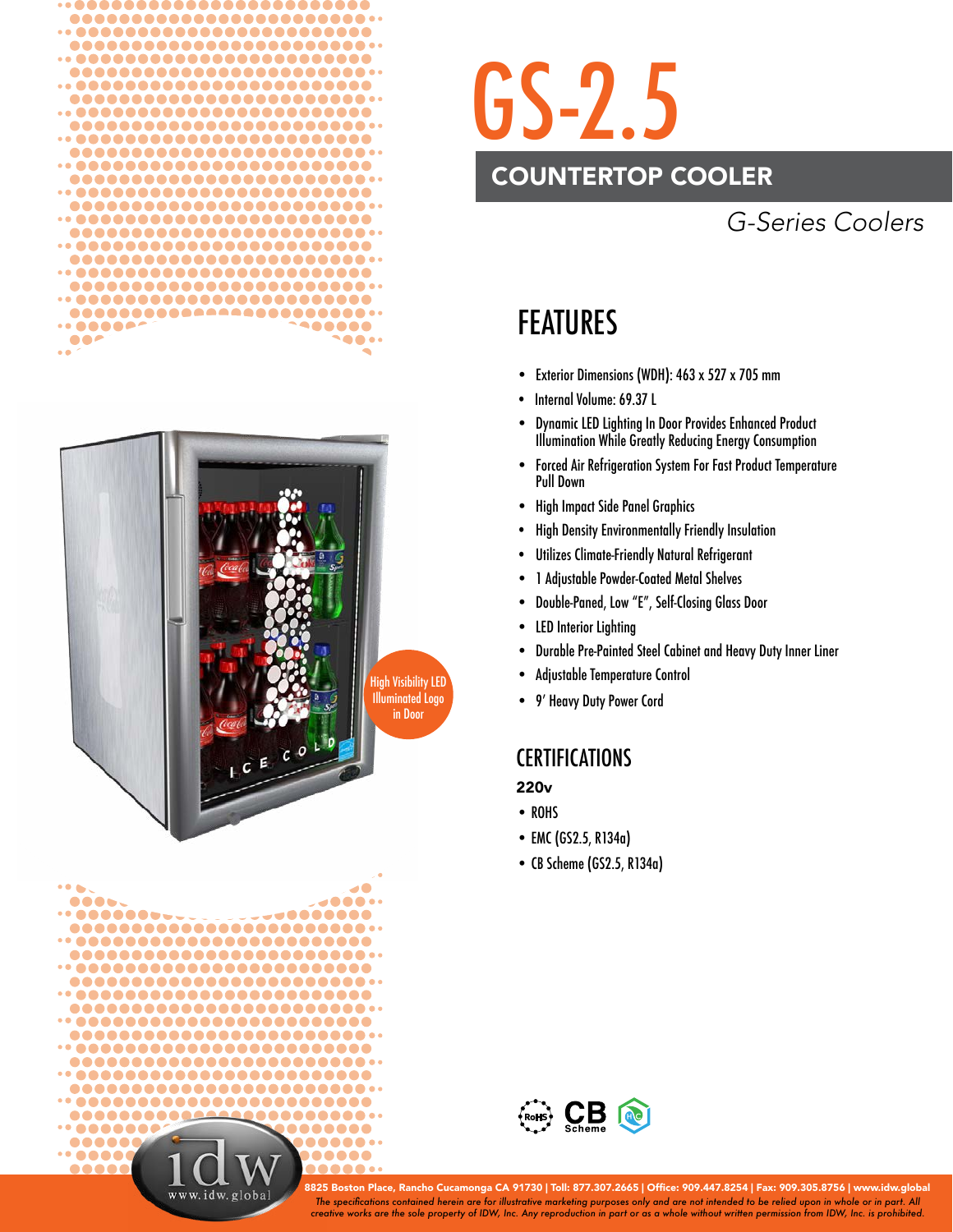# GS-2.5

## COUNTERTOP COOLER

*G-Series Coolers*

High Visibility LED Illuminated Logo in Door

## FEATURES

- Exterior Dimensions (WDH): 463 x 527 x 705 mm
- Internal Volume: 69.37 L
- Dynamic LED Lighting In Door Provides Enhanced Product Illumination While Greatly Reducing Energy Consumption
- Forced Air Refrigeration System For Fast Product Temperature Pull Down
- High Impact Side Panel Graphics
- High Density Environmentally Friendly Insulation
- Utilizes Climate-Friendly Natural Refrigerant
- 1 Adjustable Powder-Coated Metal Shelves
- Double-Paned, Low "E", Self-Closing Glass Door
- LED Interior Lighting
- Durable Pre-Painted Steel Cabinet and Heavy Duty Inner Liner
- Adjustable Temperature Control
- 9' Heavy Duty Power Cord

## CERTIFICATIONS

**220v**

- ROHS
- EMC (GS2.5, R134a)
- CB Scheme (GS2.5, R134a)

8825 Boston Place, Rancho Cucamonga CA 91730 | Toll: 877.307.2665 | Office: 909.447.8254 | Fax: 909.305.8756 | www.idw.global

*The specifications contained herein are for illustrative marketing purposes only and are not intended to be relied upon in whole or in part. All creative works are the sole property of IDW, Inc. Any reproduction in part or as a whole without written permission from IDW, Inc. is prohibited.*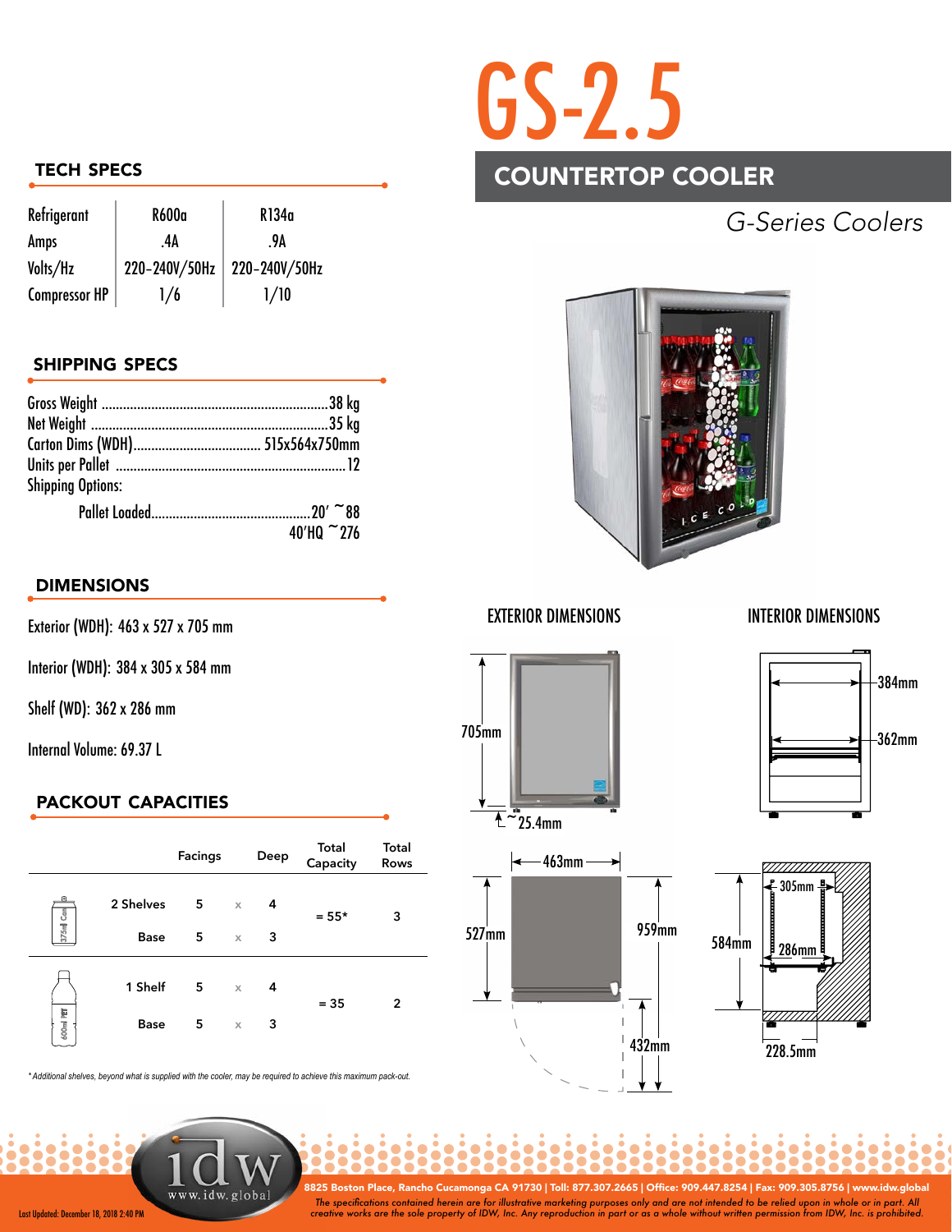# GS-2.5

## COUNTERTOP COOLER

*G-Series Coolers*

## TECH SPECS

| | | |
|---|---|---|
| Refrigerant | R600a | R134a |
| Amps | .4A | .9A |
| Volts/Hz | 220-240V/50Hz | 220-240V/50Hz |
| Compressor HP | 1/6 | 1/10 |

## SHIPPING SPECS

Gross Weight ............ 38 kg
Net Weight ............ 35 kg
Carton Dims (WDH) ............ 515x564x750mm
Units per Pallet ............ 12
Shipping Options:

Pallet Loaded ............ 20' ~88
40'HQ ~276

## DIMENSIONS

Exterior (WDH): 463 x 527 x 705 mm

Interior (WDH): 384 x 305 x 584 mm

Shelf (WD): 362 x 286 mm

Internal Volume: 69.37 L

## PACKOUT CAPACITIES

| | | Facings | | Deep | Total Capacity | Total Rows |
|---|---|---|---|---|---|---|
| 375ml Can | 2 Shelves | 5 | x | 4 | = 55* | 3 |
| | Base | 5 | x | 3 | | |
| 600ml PET | 1 Shelf | 5 | x | 4 | = 35 | 2 |
| | Base | 5 | x | 3 | | |

*Additional shelves, beyond what is supplied with the cooler, may be required to achieve this maximum pack-out.*

EXTERIOR DIMENSIONS

705mm
~25.4mm
463mm
527mm
959mm
432mm

INTERIOR DIMENSIONS

384mm
362mm
305mm
286mm
584mm
228.5mm

8825 Boston Place, Rancho Cucamonga CA 91730 | Toll: 877.307.2665 | Office: 909.447.8254 | Fax: 909.305.8756 | www.idw.global

*The specifications contained herein are for illustrative marketing purposes only and are not intended to be relied upon in whole or in part. All creative works are the sole property of IDW, Inc. Any reproduction in part or as a whole without written permission from IDW, Inc. is prohibited.*

Last Updated: December 18, 2018 2:40 PM